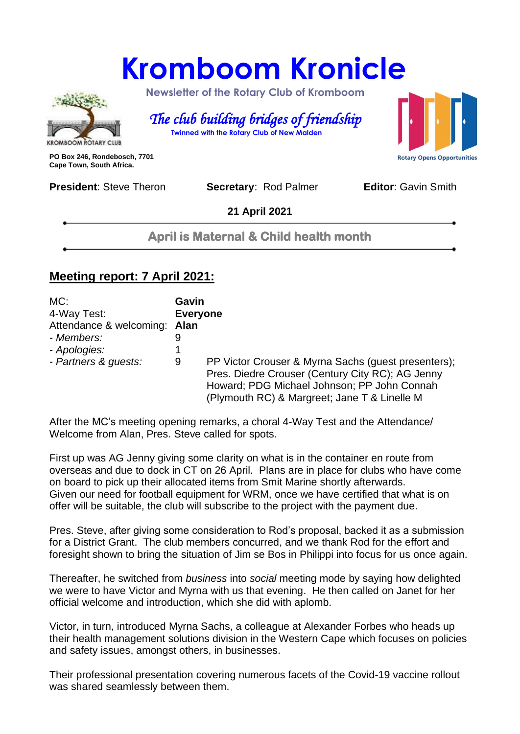# Kromboom Kronicle

Newsletter of the Rotary Club of Kromboom

*The club building bridges of friendship*

Twinned with the Rotary Club of New Malden

KROMBOOM ROTARY CLUB

Rotary Opens Opportunities

**PO Box 246, Rondebosch, 7701**
**Cape Town, South Africa.**

**President**: Steve Theron **Secretary**: Rod Palmer **Editor**: Gavin Smith

**21 April 2021**

## April is Maternal & Child health month

## Meeting report: 7 April 2021:

| | | |
|---|---|---|
| MC: | **Gavin** | |
| 4-Way Test: | **Everyone** | |
| Attendance & welcoming: | **Alan** | |
| *- Members:* | 9 | |
| *- Apologies:* | 1 | |
| *- Partners & guests:* | 9 | PP Victor Crouser & Myrna Sachs (guest presenters); Pres. Diedre Crouser (Century City RC); AG Jenny Howard; PDG Michael Johnson; PP John Connah (Plymouth RC) & Margreet; Jane T & Linelle M |

After the MC's meeting opening remarks, a choral 4-Way Test and the Attendance/ Welcome from Alan, Pres. Steve called for spots.

First up was AG Jenny giving some clarity on what is in the container en route from overseas and due to dock in CT on 26 April. Plans are in place for clubs who have come on board to pick up their allocated items from Smit Marine shortly afterwards. Given our need for football equipment for WRM, once we have certified that what is on offer will be suitable, the club will subscribe to the project with the payment due.

Pres. Steve, after giving some consideration to Rod's proposal, backed it as a submission for a District Grant. The club members concurred, and we thank Rod for the effort and foresight shown to bring the situation of Jim se Bos in Philippi into focus for us once again.

Thereafter, he switched from *business* into *social* meeting mode by saying how delighted we were to have Victor and Myrna with us that evening. He then called on Janet for her official welcome and introduction, which she did with aplomb.

Victor, in turn, introduced Myrna Sachs, a colleague at Alexander Forbes who heads up their health management solutions division in the Western Cape which focuses on policies and safety issues, amongst others, in businesses.

Their professional presentation covering numerous facets of the Covid-19 vaccine rollout was shared seamlessly between them.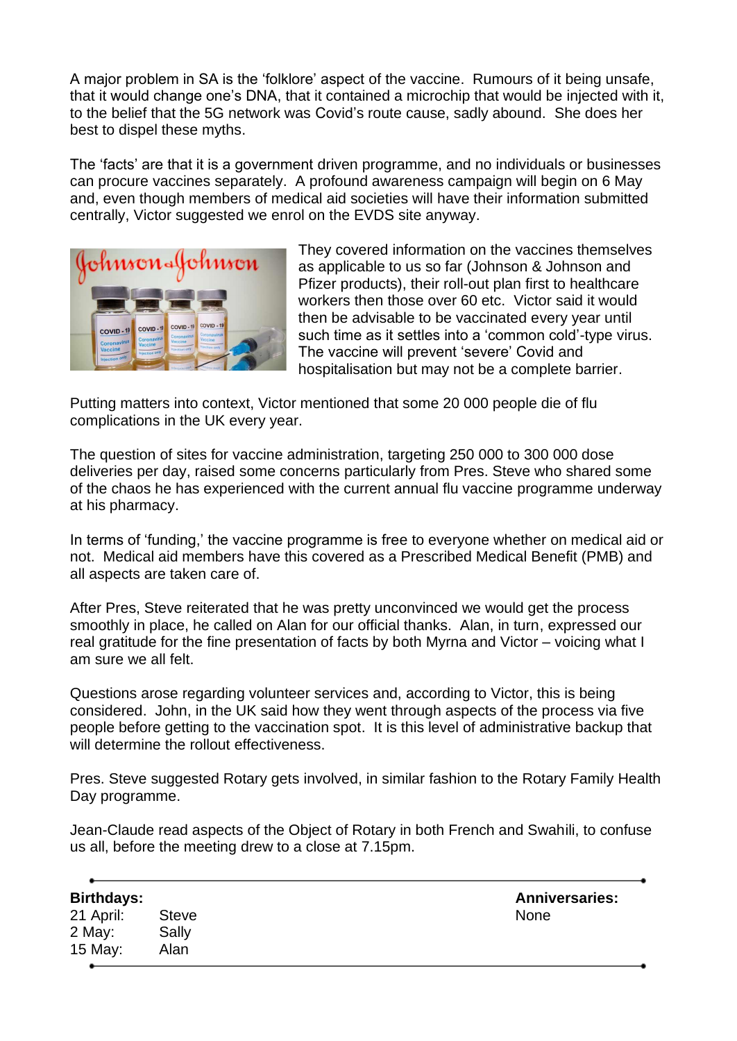A major problem in SA is the 'folklore' aspect of the vaccine. Rumours of it being unsafe, that it would change one's DNA, that it contained a microchip that would be injected with it, to the belief that the 5G network was Covid's route cause, sadly abound. She does her best to dispel these myths.

The 'facts' are that it is a government driven programme, and no individuals or businesses can procure vaccines separately. A profound awareness campaign will begin on 6 May and, even though members of medical aid societies will have their information submitted centrally, Victor suggested we enrol on the EVDS site anyway.

They covered information on the vaccines themselves as applicable to us so far (Johnson & Johnson and Pfizer products), their roll-out plan first to healthcare workers then those over 60 etc. Victor said it would then be advisable to be vaccinated every year until such time as it settles into a 'common cold'-type virus. The vaccine will prevent 'severe' Covid and hospitalisation but may not be a complete barrier.

Putting matters into context, Victor mentioned that some 20 000 people die of flu complications in the UK every year.

The question of sites for vaccine administration, targeting 250 000 to 300 000 dose deliveries per day, raised some concerns particularly from Pres. Steve who shared some of the chaos he has experienced with the current annual flu vaccine programme underway at his pharmacy.

In terms of 'funding,' the vaccine programme is free to everyone whether on medical aid or not. Medical aid members have this covered as a Prescribed Medical Benefit (PMB) and all aspects are taken care of.

After Pres, Steve reiterated that he was pretty unconvinced we would get the process smoothly in place, he called on Alan for our official thanks. Alan, in turn, expressed our real gratitude for the fine presentation of facts by both Myrna and Victor – voicing what I am sure we all felt.

Questions arose regarding volunteer services and, according to Victor, this is being considered. John, in the UK said how they went through aspects of the process via five people before getting to the vaccination spot. It is this level of administrative backup that will determine the rollout effectiveness.

Pres. Steve suggested Rotary gets involved, in similar fashion to the Rotary Family Health Day programme.

Jean-Claude read aspects of the Object of Rotary in both French and Swahili, to confuse us all, before the meeting drew to a close at 7.15pm.

---

**Birthdays:**

| | |
|---|---|
| 21 April: | Steve |
| 2 May: | Sally |
| 15 May: | Alan |

**Anniversaries:**
None

---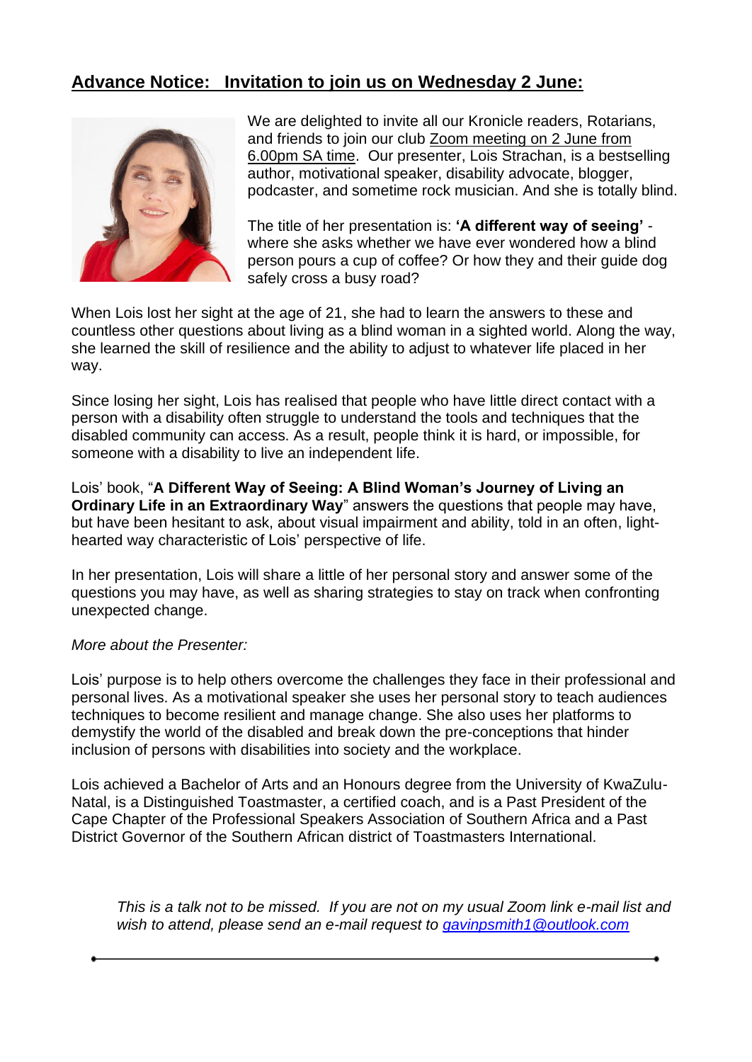## Advance Notice: Invitation to join us on Wednesday 2 June:

We are delighted to invite all our Kronicle readers, Rotarians, and friends to join our club Zoom meeting on 2 June from 6.00pm SA time. Our presenter, Lois Strachan, is a bestselling author, motivational speaker, disability advocate, blogger, podcaster, and sometime rock musician. And she is totally blind.

The title of her presentation is: **'A different way of seeing'** - where she asks whether we have ever wondered how a blind person pours a cup of coffee? Or how they and their guide dog safely cross a busy road?

When Lois lost her sight at the age of 21, she had to learn the answers to these and countless other questions about living as a blind woman in a sighted world. Along the way, she learned the skill of resilience and the ability to adjust to whatever life placed in her way.

Since losing her sight, Lois has realised that people who have little direct contact with a person with a disability often struggle to understand the tools and techniques that the disabled community can access. As a result, people think it is hard, or impossible, for someone with a disability to live an independent life.

Lois' book, "**A Different Way of Seeing: A Blind Woman's Journey of Living an Ordinary Life in an Extraordinary Way**" answers the questions that people may have, but have been hesitant to ask, about visual impairment and ability, told in an often, light-hearted way characteristic of Lois' perspective of life.

In her presentation, Lois will share a little of her personal story and answer some of the questions you may have, as well as sharing strategies to stay on track when confronting unexpected change.

*More about the Presenter:*

Lois' purpose is to help others overcome the challenges they face in their professional and personal lives. As a motivational speaker she uses her personal story to teach audiences techniques to become resilient and manage change. She also uses her platforms to demystify the world of the disabled and break down the pre-conceptions that hinder inclusion of persons with disabilities into society and the workplace.

Lois achieved a Bachelor of Arts and an Honours degree from the University of KwaZulu-Natal, is a Distinguished Toastmaster, a certified coach, and is a Past President of the Cape Chapter of the Professional Speakers Association of Southern Africa and a Past District Governor of the Southern African district of Toastmasters International.

*This is a talk not to be missed. If you are not on my usual Zoom link e-mail list and wish to attend, please send an e-mail request to gavinpsmith1@outlook.com*

---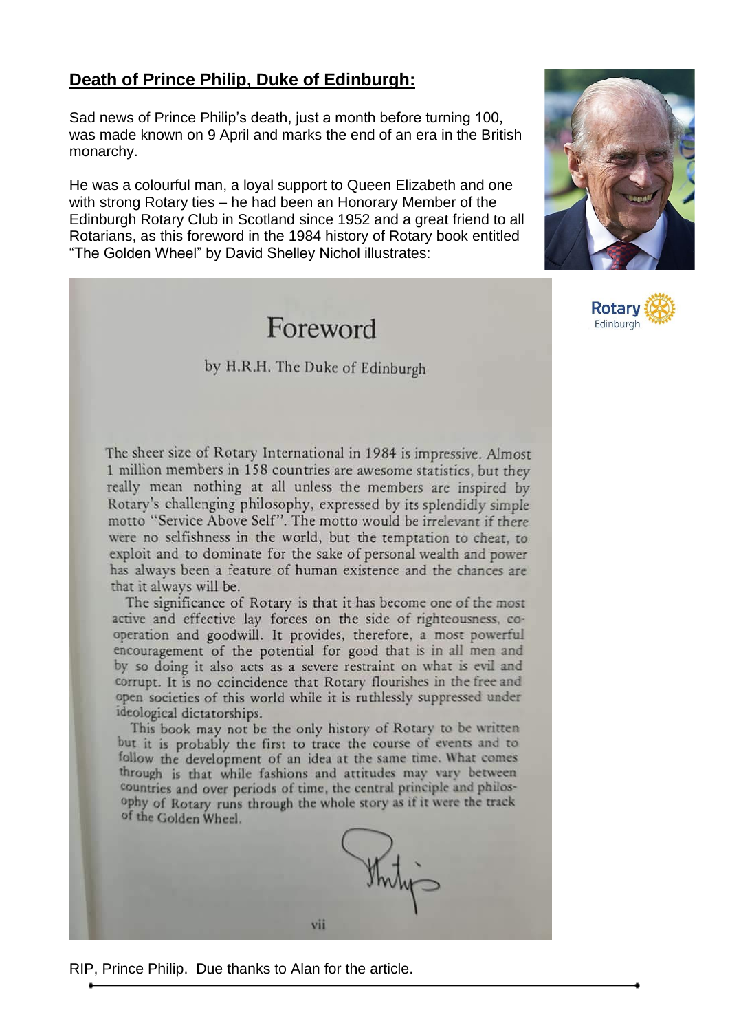## Death of Prince Philip, Duke of Edinburgh:

Sad news of Prince Philip's death, just a month before turning 100, was made known on 9 April and marks the end of an era in the British monarchy.

He was a colourful man, a loyal support to Queen Elizabeth and one with strong Rotary ties – he had been an Honorary Member of the Edinburgh Rotary Club in Scotland since 1952 and a great friend to all Rotarians, as this foreword in the 1984 history of Rotary book entitled "The Golden Wheel" by David Shelley Nichol illustrates:

Rotary
Edinburgh

# Foreword

by H.R.H. The Duke of Edinburgh

The sheer size of Rotary International in 1984 is impressive. Almost 1 million members in 158 countries are awesome statistics, but they really mean nothing at all unless the members are inspired by Rotary's challenging philosophy, expressed by its splendidly simple motto "Service Above Self". The motto would be irrelevant if there were no selfishness in the world, but the temptation to cheat, to exploit and to dominate for the sake of personal wealth and power has always been a feature of human existence and the chances are that it always will be.

The significance of Rotary is that it has become one of the most active and effective lay forces on the side of righteousness, co-operation and goodwill. It provides, therefore, a most powerful encouragement of the potential for good that is in all men and by so doing it also acts as a severe restraint on what is evil and corrupt. It is no coincidence that Rotary flourishes in the free and open societies of this world while it is ruthlessly suppressed under ideological dictatorships.

This book may not be the only history of Rotary to be written but it is probably the first to trace the course of events and to follow the development of an idea at the same time. What comes through is that while fashions and attitudes may vary between countries and over periods of time, the central principle and philosophy of Rotary runs through the whole story as if it were the track of the Golden Wheel.

Philip

vii

RIP, Prince Philip. Due thanks to Alan for the article.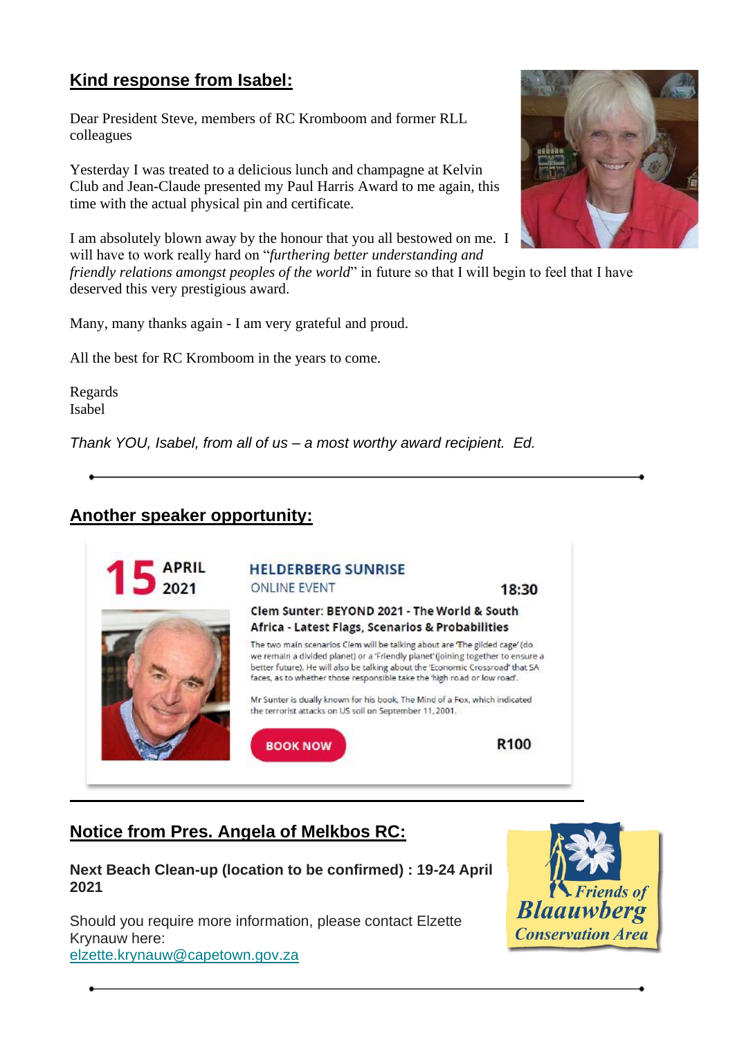## Kind response from Isabel:

Dear President Steve, members of RC Kromboom and former RLL colleagues

Yesterday I was treated to a delicious lunch and champagne at Kelvin Club and Jean-Claude presented my Paul Harris Award to me again, this time with the actual physical pin and certificate.

I am absolutely blown away by the honour that you all bestowed on me. I will have to work really hard on "*furthering better understanding and friendly relations amongst peoples of the world*" in future so that I will begin to feel that I have deserved this very prestigious award.

Many, many thanks again - I am very grateful and proud.

All the best for RC Kromboom in the years to come.

Regards
Isabel

*Thank YOU, Isabel, from all of us – a most worthy award recipient. Ed.*

---

## Another speaker opportunity:

**15 APRIL 2021**

**HELDERBERG SUNRISE**
ONLINE EVENT
**18:30**

**Clem Sunter: BEYOND 2021 - The World & South Africa - Latest Flags, Scenarios & Probabilities**

The two main scenarios Clem will be talking about are 'The gilded cage' (do we remain a divided planet) or a 'Friendly planet' (joining together to ensure a better future). He will also be talking about the 'Economic Crossroad' that SA faces, as to whether those responsible take the 'high road or low road'.

Mr Sunter is dually known for his book, The Mind of a Fox, which indicated the terrorist attacks on US soil on September 11, 2001.

BOOK NOW

**R100**

---

## Notice from Pres. Angela of Melkbos RC:

**Next Beach Clean-up (location to be confirmed) : 19-24 April 2021**

Should you require more information, please contact Elzette Krynauw here:
[elzette.krynauw@capetown.gov.za](mailto:elzette.krynauw@capetown.gov.za)

Friends of Blaauwberg Conservation Area

---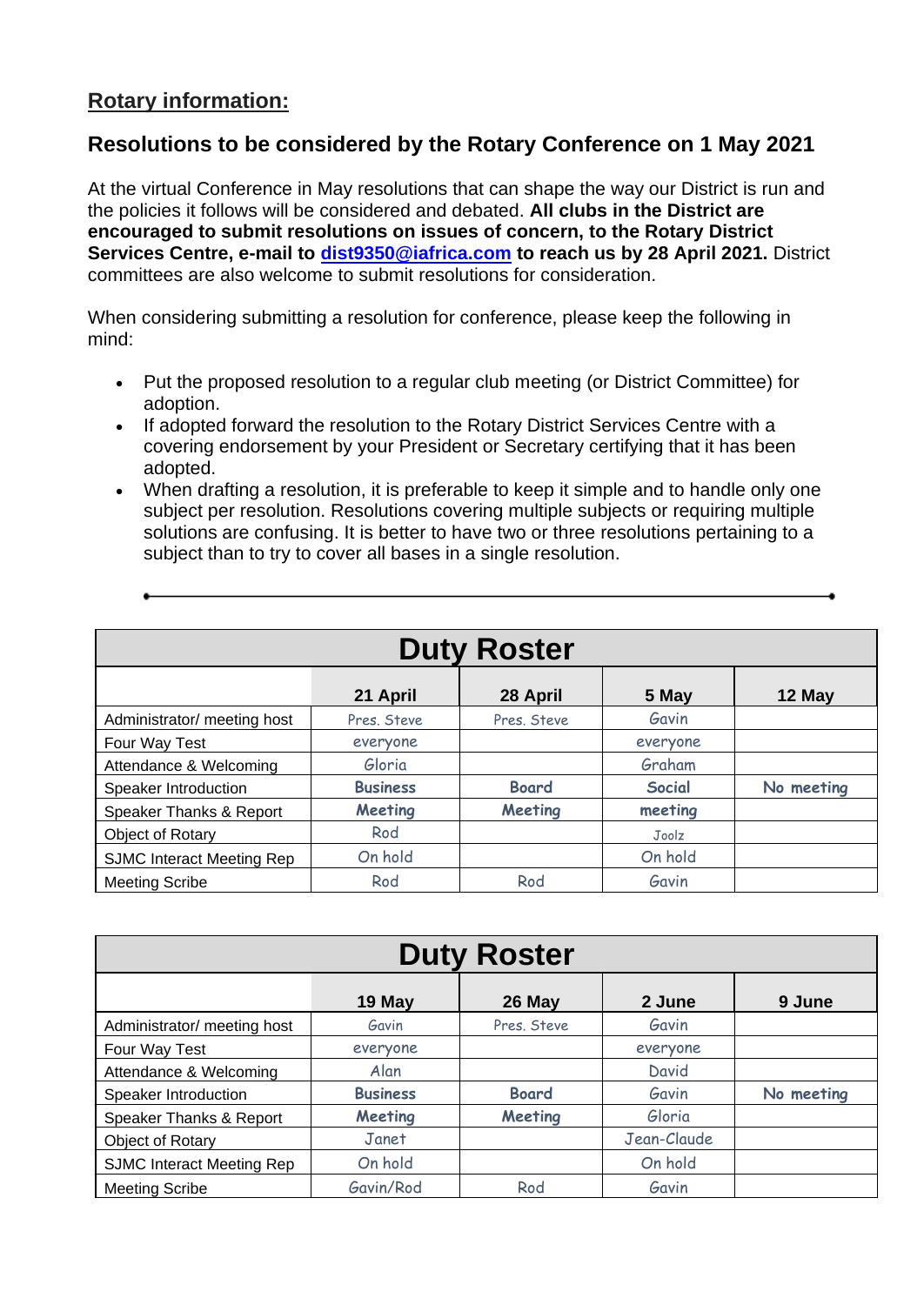## Rotary information:

### Resolutions to be considered by the Rotary Conference on 1 May 2021

At the virtual Conference in May resolutions that can shape the way our District is run and the policies it follows will be considered and debated. **All clubs in the District are encouraged to submit resolutions on issues of concern, to the Rotary District Services Centre, e-mail to dist9350@iafrica.com to reach us by 28 April 2021.** District committees are also welcome to submit resolutions for consideration.

When considering submitting a resolution for conference, please keep the following in mind:

- Put the proposed resolution to a regular club meeting (or District Committee) for adoption.
- If adopted forward the resolution to the Rotary District Services Centre with a covering endorsement by your President or Secretary certifying that it has been adopted.
- When drafting a resolution, it is preferable to keep it simple and to handle only one subject per resolution. Resolutions covering multiple subjects or requiring multiple solutions are confusing. It is better to have two or three resolutions pertaining to a subject than to try to cover all bases in a single resolution.

---

**Duty Roster**

| | 21 April | 28 April | 5 May | 12 May |
|---|---|---|---|---|
| Administrator/ meeting host | Pres. Steve | Pres. Steve | Gavin | |
| Four Way Test | everyone | | everyone | |
| Attendance & Welcoming | Gloria | | Graham | |
| Speaker Introduction | **Business** | **Board** | **Social** | **No meeting** |
| Speaker Thanks & Report | **Meeting** | **Meeting** | **meeting** | |
| Object of Rotary | Rod | | Joolz | |
| SJMC Interact Meeting Rep | On hold | | On hold | |
| Meeting Scribe | Rod | Rod | Gavin | |

**Duty Roster**

| | 19 May | 26 May | 2 June | 9 June |
|---|---|---|---|---|
| Administrator/ meeting host | Gavin | Pres. Steve | Gavin | |
| Four Way Test | everyone | | everyone | |
| Attendance & Welcoming | Alan | | David | |
| Speaker Introduction | **Business** | **Board** | Gavin | **No meeting** |
| Speaker Thanks & Report | **Meeting** | **Meeting** | Gloria | |
| Object of Rotary | Janet | | Jean-Claude | |
| SJMC Interact Meeting Rep | On hold | | On hold | |
| Meeting Scribe | Gavin/Rod | Rod | Gavin | |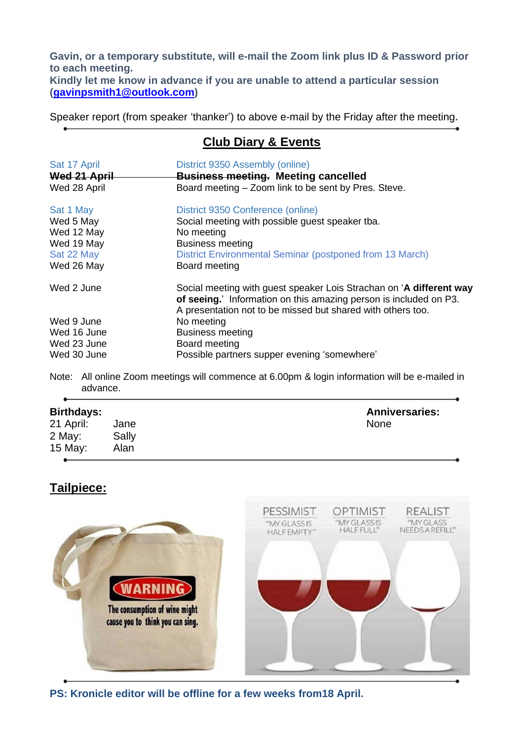**Gavin, or a temporary substitute, will e-mail the Zoom link plus ID & Password prior to each meeting.**
**Kindly let me know in advance if you are unable to attend a particular session ([gavinpsmith1@outlook.com](mailto:gavinpsmith1@outlook.com))**

Speaker report (from speaker 'thanker') to above e-mail by the Friday after the meeting.

## Club Diary & Events

| | |
|---|---|
| Sat 17 April | District 9350 Assembly (online) |
| ~~**Wed 21 April**~~ | ~~**Business meeting.**~~ **Meeting cancelled** |
| Wed 28 April | Board meeting – Zoom link to be sent by Pres. Steve. |
| Sat 1 May | District 9350 Conference (online) |
| Wed 5 May | Social meeting with possible guest speaker tba. |
| Wed 12 May | No meeting |
| Wed 19 May | Business meeting |
| Sat 22 May | District Environmental Seminar (postponed from 13 March) |
| Wed 26 May | Board meeting |
| Wed 2 June | Social meeting with guest speaker Lois Strachan on '**A different way of seeing.**' Information on this amazing person is included on P3. A presentation not to be missed but shared with others too. |
| Wed 9 June | No meeting |
| Wed 16 June | Business meeting |
| Wed 23 June | Board meeting |
| Wed 30 June | Possible partners supper evening 'somewhere' |

Note: All online Zoom meetings will commence at 6.00pm & login information will be e-mailed in advance.

**Birthdays:**
21 April: Jane
2 May: Sally
15 May: Alan

**Anniversaries:**
None

## Tailpiece:

WARNING
The consumption of wine might cause you to think you can sing.

PESSIMIST
"MY GLASS IS HALF EMPTY"

OPTIMIST
"MY GLASS IS HALF FULL"

REALIST
"MY GLASS NEEDS A REFILL"

**PS: Kronicle editor will be offline for a few weeks from18 April.**